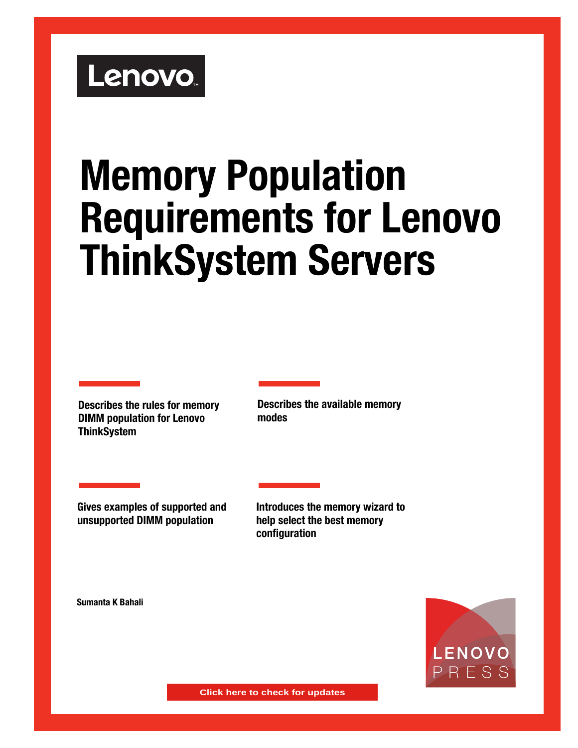Lenovo

# Memory Population Requirements for Lenovo ThinkSystem Servers

**Describes the rules for memory DIMM population for Lenovo ThinkSystem**

**Describes the available memory modes**

**Gives examples of supported and unsupported DIMM population**

**Introduces the memory wizard to help select the best memory configuration**

**Sumanta K Bahali**

LENOVO PRESS

Click here to check for updates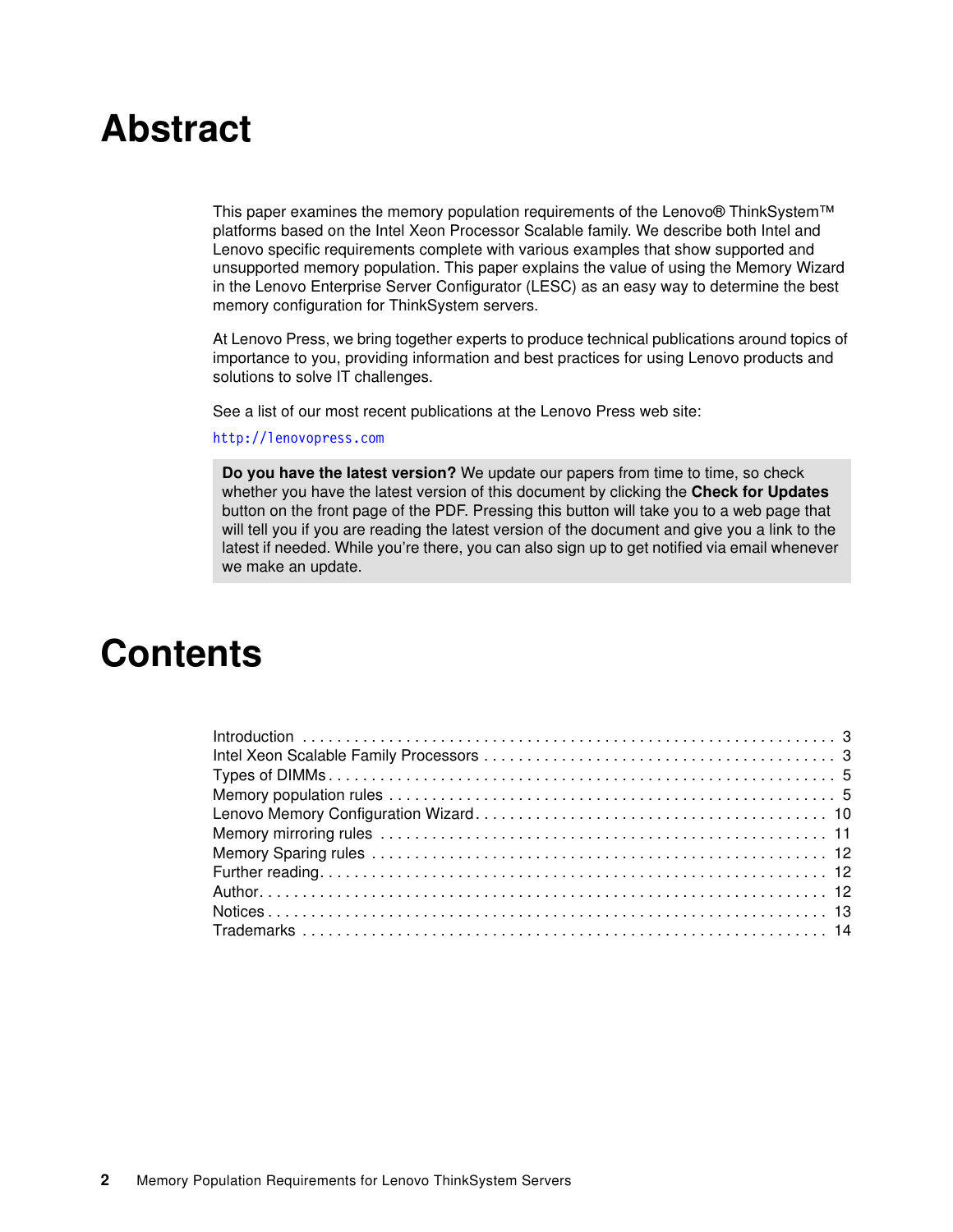# Abstract

This paper examines the memory population requirements of the Lenovo® ThinkSystem™ platforms based on the Intel Xeon Processor Scalable family. We describe both Intel and Lenovo specific requirements complete with various examples that show supported and unsupported memory population. This paper explains the value of using the Memory Wizard in the Lenovo Enterprise Server Configurator (LESC) as an easy way to determine the best memory configuration for ThinkSystem servers.

At Lenovo Press, we bring together experts to produce technical publications around topics of importance to you, providing information and best practices for using Lenovo products and solutions to solve IT challenges.

See a list of our most recent publications at the Lenovo Press web site:

http://lenovopress.com

> **Do you have the latest version?** We update our papers from time to time, so check whether you have the latest version of this document by clicking the **Check for Updates** button on the front page of the PDF. Pressing this button will take you to a web page that will tell you if you are reading the latest version of the document and give you a link to the latest if needed. While you're there, you can also sign up to get notified via email whenever we make an update.

# Contents

- Introduction . . . 3
- Intel Xeon Scalable Family Processors . . . 3
- Types of DIMMs . . . 5
- Memory population rules . . . 5
- Lenovo Memory Configuration Wizard . . . 10
- Memory mirroring rules . . . 11
- Memory Sparing rules . . . 12
- Further reading . . . 12
- Author . . . 12
- Notices . . . 13
- Trademarks . . . 14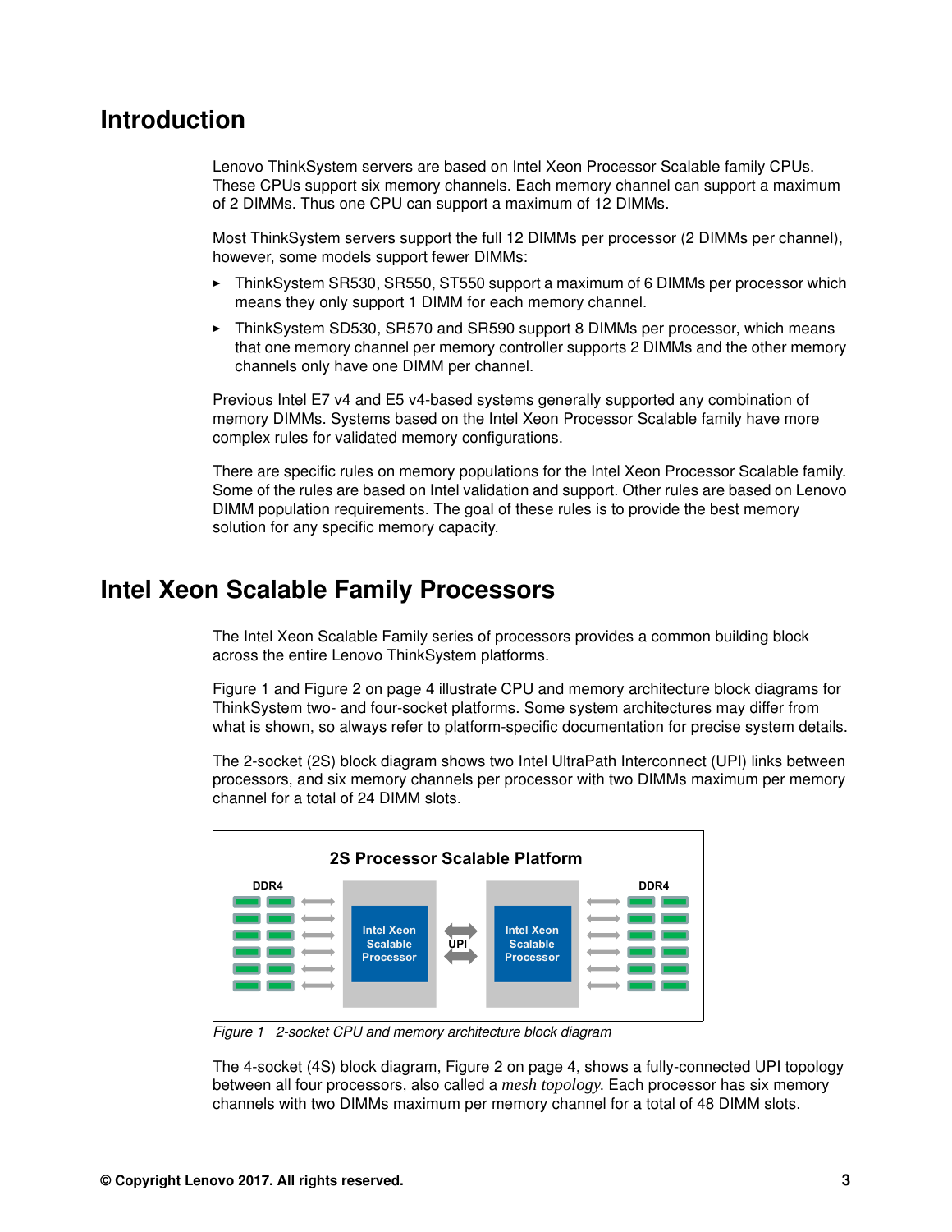# Introduction

Lenovo ThinkSystem servers are based on Intel Xeon Processor Scalable family CPUs. These CPUs support six memory channels. Each memory channel can support a maximum of 2 DIMMs. Thus one CPU can support a maximum of 12 DIMMs.

Most ThinkSystem servers support the full 12 DIMMs per processor (2 DIMMs per channel), however, some models support fewer DIMMs:

- ThinkSystem SR530, SR550, ST550 support a maximum of 6 DIMMs per processor which means they only support 1 DIMM for each memory channel.
- ThinkSystem SD530, SR570 and SR590 support 8 DIMMs per processor, which means that one memory channel per memory controller supports 2 DIMMs and the other memory channels only have one DIMM per channel.

Previous Intel E7 v4 and E5 v4-based systems generally supported any combination of memory DIMMs. Systems based on the Intel Xeon Processor Scalable family have more complex rules for validated memory configurations.

There are specific rules on memory populations for the Intel Xeon Processor Scalable family. Some of the rules are based on Intel validation and support. Other rules are based on Lenovo DIMM population requirements. The goal of these rules is to provide the best memory solution for any specific memory capacity.

# Intel Xeon Scalable Family Processors

The Intel Xeon Scalable Family series of processors provides a common building block across the entire Lenovo ThinkSystem platforms.

Figure 1 and Figure 2 on page 4 illustrate CPU and memory architecture block diagrams for ThinkSystem two- and four-socket platforms. Some system architectures may differ from what is shown, so always refer to platform-specific documentation for precise system details.

The 2-socket (2S) block diagram shows two Intel UltraPath Interconnect (UPI) links between processors, and six memory channels per processor with two DIMMs maximum per memory channel for a total of 24 DIMM slots.

*Figure 1 2-socket CPU and memory architecture block diagram*

The 4-socket (4S) block diagram, Figure 2 on page 4, shows a fully-connected UPI topology between all four processors, also called a *mesh topology*. Each processor has six memory channels with two DIMMs maximum per memory channel for a total of 48 DIMM slots.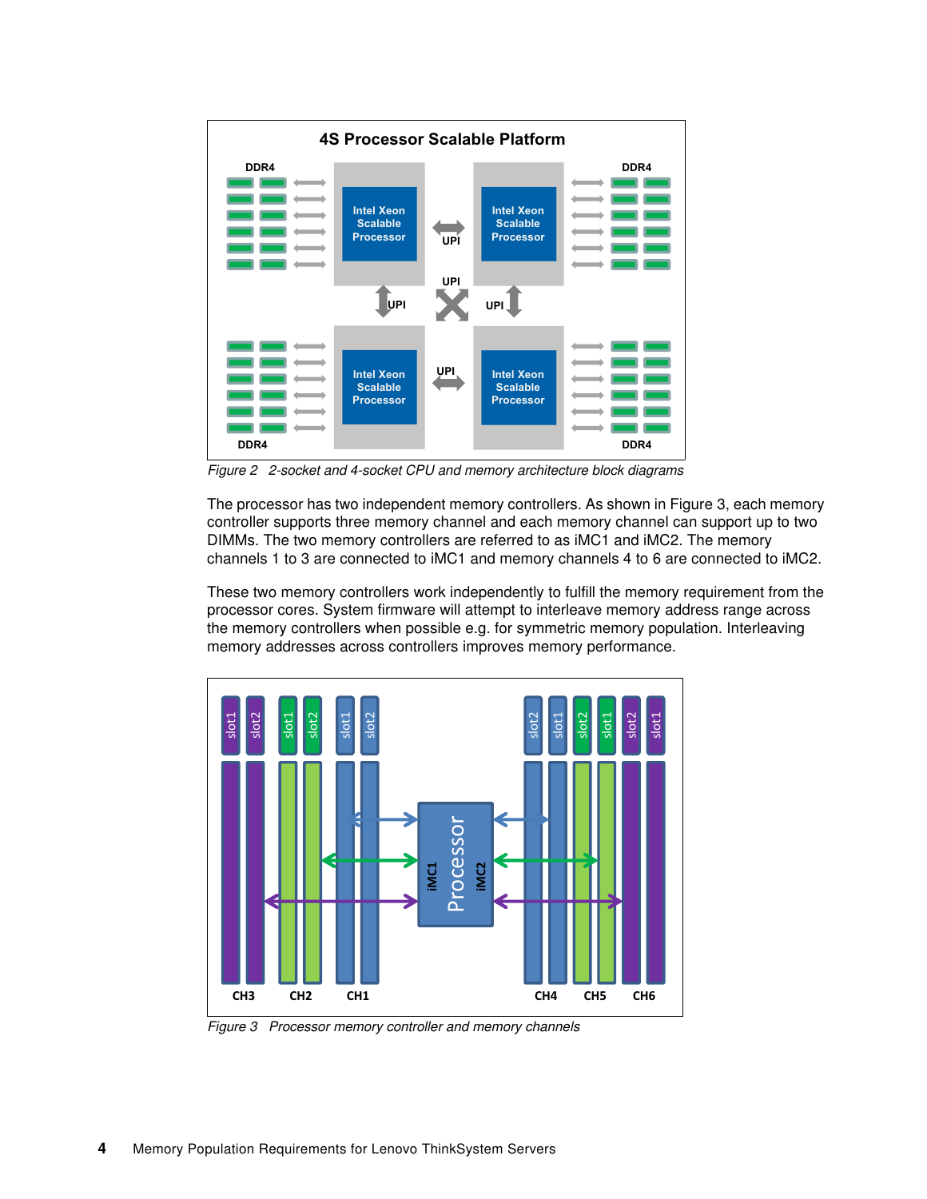Figure 2 2-socket and 4-socket CPU and memory architecture block diagrams

The processor has two independent memory controllers. As shown in Figure 3, each memory controller supports three memory channel and each memory channel can support up to two DIMMs. The two memory controllers are referred to as iMC1 and iMC2. The memory channels 1 to 3 are connected to iMC1 and memory channels 4 to 6 are connected to iMC2.

These two memory controllers work independently to fulfill the memory requirement from the processor cores. System firmware will attempt to interleave memory address range across the memory controllers when possible e.g. for symmetric memory population. Interleaving memory addresses across controllers improves memory performance.

Figure 3 Processor memory controller and memory channels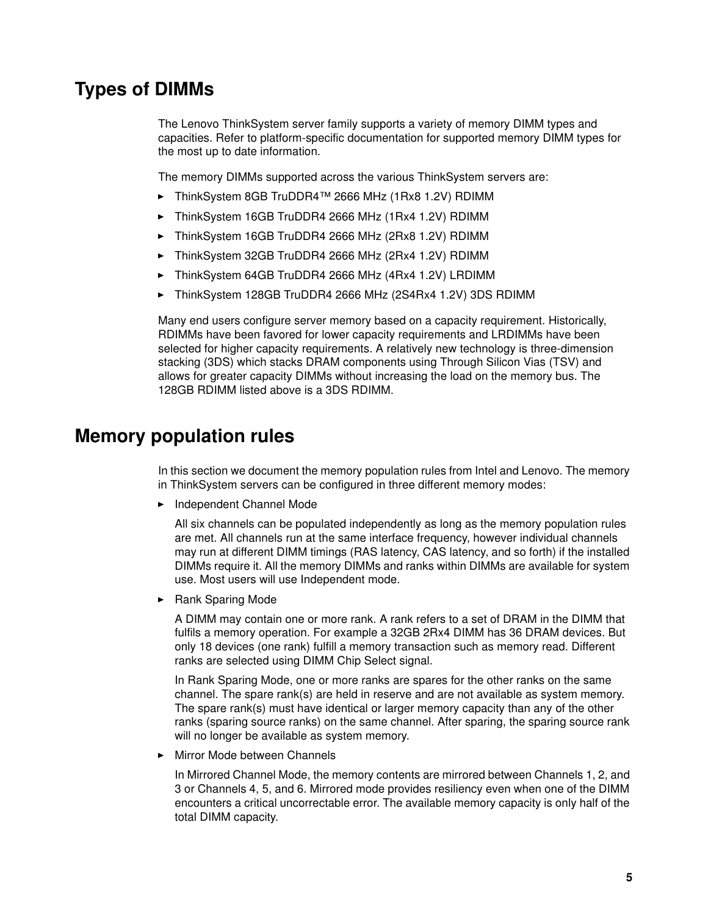## Types of DIMMs

The Lenovo ThinkSystem server family supports a variety of memory DIMM types and capacities. Refer to platform-specific documentation for supported memory DIMM types for the most up to date information.

The memory DIMMs supported across the various ThinkSystem servers are:

- ThinkSystem 8GB TruDDR4™ 2666 MHz (1Rx8 1.2V) RDIMM
- ThinkSystem 16GB TruDDR4 2666 MHz (1Rx4 1.2V) RDIMM
- ThinkSystem 16GB TruDDR4 2666 MHz (2Rx8 1.2V) RDIMM
- ThinkSystem 32GB TruDDR4 2666 MHz (2Rx4 1.2V) RDIMM
- ThinkSystem 64GB TruDDR4 2666 MHz (4Rx4 1.2V) LRDIMM
- ThinkSystem 128GB TruDDR4 2666 MHz (2S4Rx4 1.2V) 3DS RDIMM

Many end users configure server memory based on a capacity requirement. Historically, RDIMMs have been favored for lower capacity requirements and LRDIMMs have been selected for higher capacity requirements. A relatively new technology is three-dimension stacking (3DS) which stacks DRAM components using Through Silicon Vias (TSV) and allows for greater capacity DIMMs without increasing the load on the memory bus. The 128GB RDIMM listed above is a 3DS RDIMM.

## Memory population rules

In this section we document the memory population rules from Intel and Lenovo. The memory in ThinkSystem servers can be configured in three different memory modes:

- Independent Channel Mode

  All six channels can be populated independently as long as the memory population rules are met. All channels run at the same interface frequency, however individual channels may run at different DIMM timings (RAS latency, CAS latency, and so forth) if the installed DIMMs require it. All the memory DIMMs and ranks within DIMMs are available for system use. Most users will use Independent mode.

- Rank Sparing Mode

  A DIMM may contain one or more rank. A rank refers to a set of DRAM in the DIMM that fulfils a memory operation. For example a 32GB 2Rx4 DIMM has 36 DRAM devices. But only 18 devices (one rank) fulfill a memory transaction such as memory read. Different ranks are selected using DIMM Chip Select signal.

  In Rank Sparing Mode, one or more ranks are spares for the other ranks on the same channel. The spare rank(s) are held in reserve and are not available as system memory. The spare rank(s) must have identical or larger memory capacity than any of the other ranks (sparing source ranks) on the same channel. After sparing, the sparing source rank will no longer be available as system memory.

- Mirror Mode between Channels

  In Mirrored Channel Mode, the memory contents are mirrored between Channels 1, 2, and 3 or Channels 4, 5, and 6. Mirrored mode provides resiliency even when one of the DIMM encounters a critical uncorrectable error. The available memory capacity is only half of the total DIMM capacity.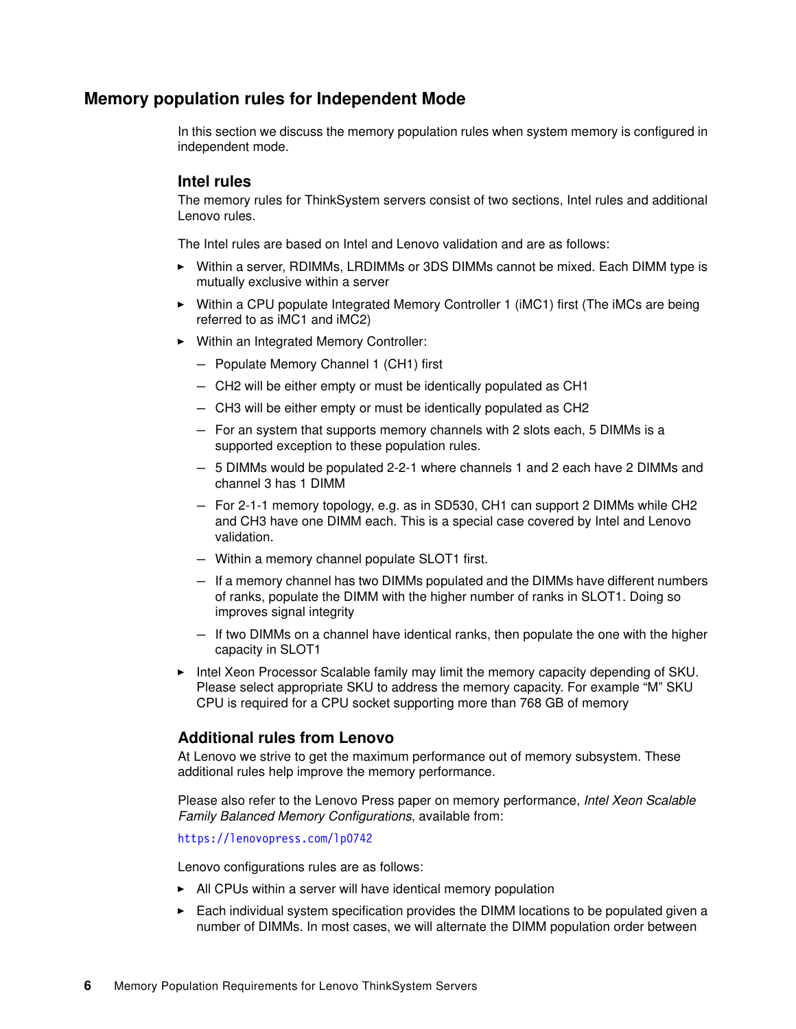## Memory population rules for Independent Mode

In this section we discuss the memory population rules when system memory is configured in independent mode.

### Intel rules

The memory rules for ThinkSystem servers consist of two sections, Intel rules and additional Lenovo rules.

The Intel rules are based on Intel and Lenovo validation and are as follows:

- Within a server, RDIMMs, LRDIMMs or 3DS DIMMs cannot be mixed. Each DIMM type is mutually exclusive within a server
- Within a CPU populate Integrated Memory Controller 1 (iMC1) first (The iMCs are being referred to as iMC1 and iMC2)
- Within an Integrated Memory Controller:
  - Populate Memory Channel 1 (CH1) first
  - CH2 will be either empty or must be identically populated as CH1
  - CH3 will be either empty or must be identically populated as CH2
  - For an system that supports memory channels with 2 slots each, 5 DIMMs is a supported exception to these population rules.
  - 5 DIMMs would be populated 2-2-1 where channels 1 and 2 each have 2 DIMMs and channel 3 has 1 DIMM
  - For 2-1-1 memory topology, e.g. as in SD530, CH1 can support 2 DIMMs while CH2 and CH3 have one DIMM each. This is a special case covered by Intel and Lenovo validation.
  - Within a memory channel populate SLOT1 first.
  - If a memory channel has two DIMMs populated and the DIMMs have different numbers of ranks, populate the DIMM with the higher number of ranks in SLOT1. Doing so improves signal integrity
  - If two DIMMs on a channel have identical ranks, then populate the one with the higher capacity in SLOT1
- Intel Xeon Processor Scalable family may limit the memory capacity depending of SKU. Please select appropriate SKU to address the memory capacity. For example “M” SKU CPU is required for a CPU socket supporting more than 768 GB of memory

### Additional rules from Lenovo

At Lenovo we strive to get the maximum performance out of memory subsystem. These additional rules help improve the memory performance.

Please also refer to the Lenovo Press paper on memory performance, *Intel Xeon Scalable Family Balanced Memory Configurations*, available from:

https://lenovopress.com/lp0742

Lenovo configurations rules are as follows:

- All CPUs within a server will have identical memory population
- Each individual system specification provides the DIMM locations to be populated given a number of DIMMs. In most cases, we will alternate the DIMM population order between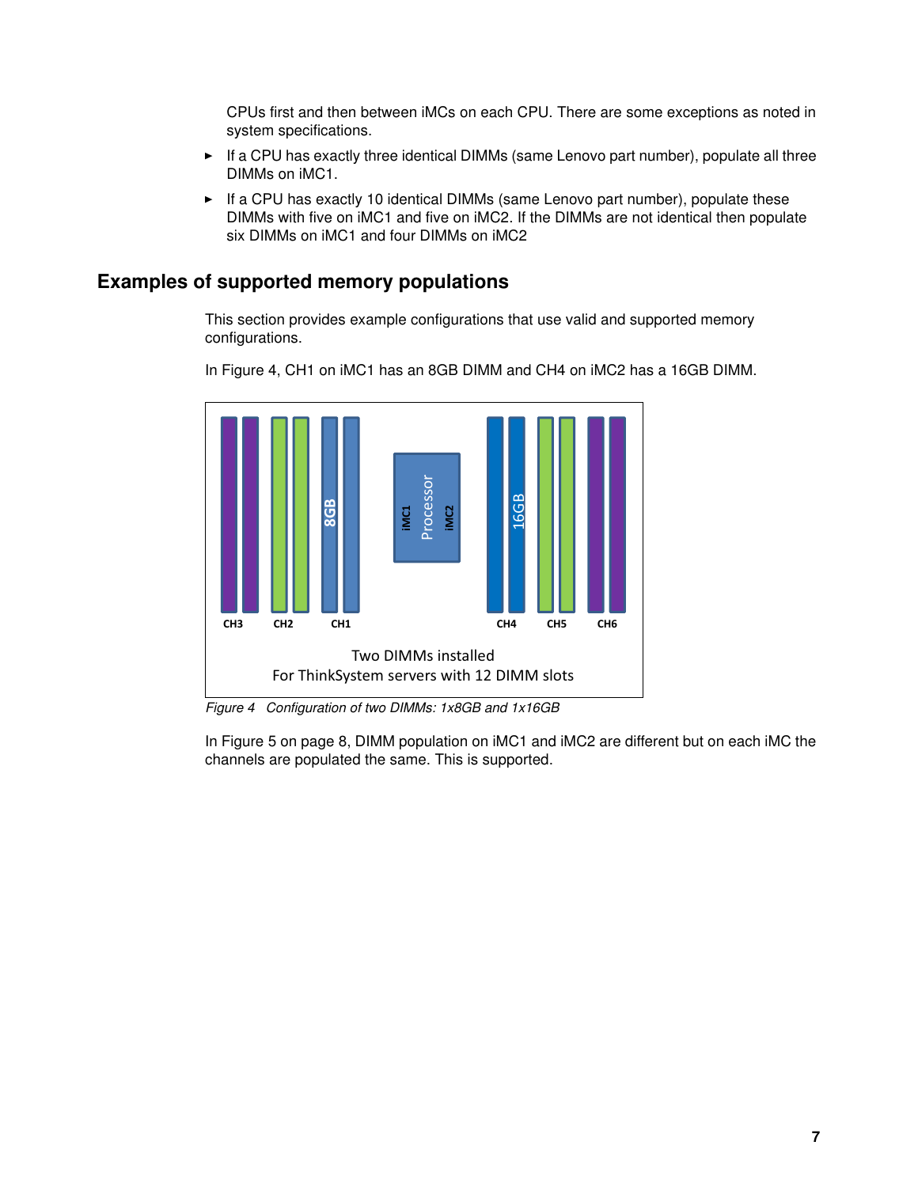CPUs first and then between iMCs on each CPU. There are some exceptions as noted in system specifications.

- If a CPU has exactly three identical DIMMs (same Lenovo part number), populate all three DIMMs on iMC1.
- If a CPU has exactly 10 identical DIMMs (same Lenovo part number), populate these DIMMs with five on iMC1 and five on iMC2. If the DIMMs are not identical then populate six DIMMs on iMC1 and four DIMMs on iMC2

## Examples of supported memory populations

This section provides example configurations that use valid and supported memory configurations.

In Figure 4, CH1 on iMC1 has an 8GB DIMM and CH4 on iMC2 has a 16GB DIMM.

*Figure 4 Configuration of two DIMMs: 1x8GB and 1x16GB*

In Figure 5 on page 8, DIMM population on iMC1 and iMC2 are different but on each iMC the channels are populated the same. This is supported.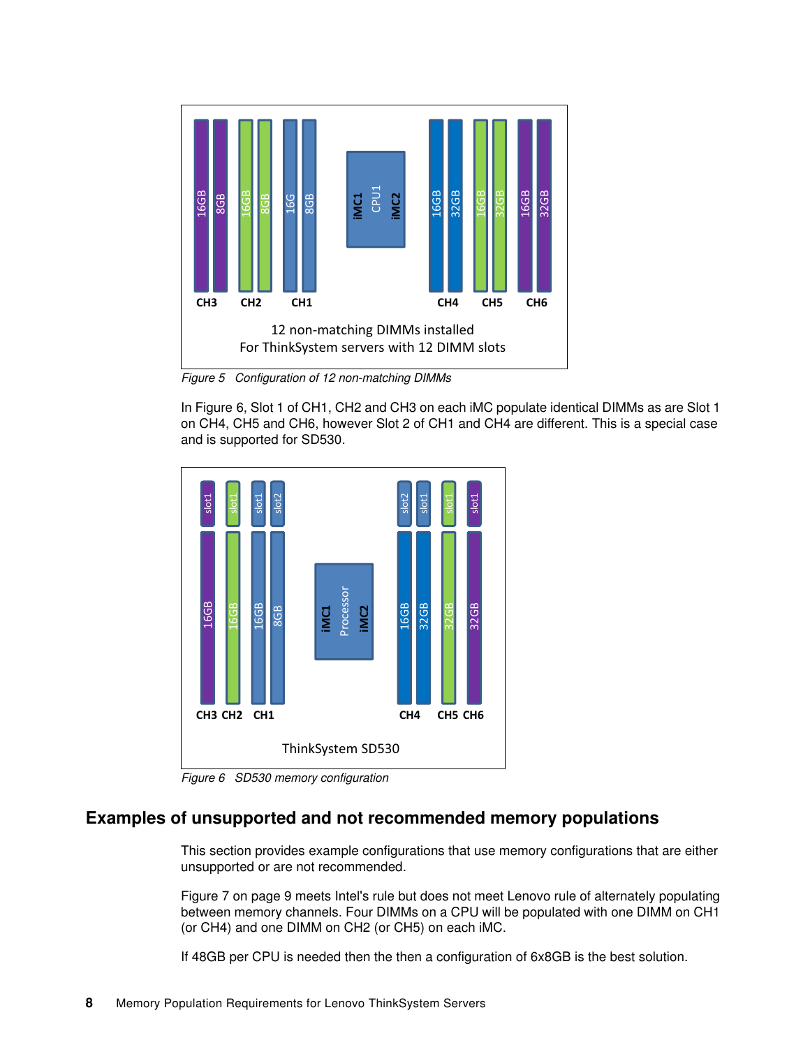Figure 5   Configuration of 12 non-matching DIMMs

In Figure 6, Slot 1 of CH1, CH2 and CH3 on each iMC populate identical DIMMs as are Slot 1 on CH4, CH5 and CH6, however Slot 2 of CH1 and CH4 are different. This is a special case and is supported for SD530.

Figure 6   SD530 memory configuration

## Examples of unsupported and not recommended memory populations

This section provides example configurations that use memory configurations that are either unsupported or are not recommended.

Figure 7 on page 9 meets Intel's rule but does not meet Lenovo rule of alternately populating between memory channels. Four DIMMs on a CPU will be populated with one DIMM on CH1 (or CH4) and one DIMM on CH2 (or CH5) on each iMC.

If 48GB per CPU is needed then the then a configuration of 6x8GB is the best solution.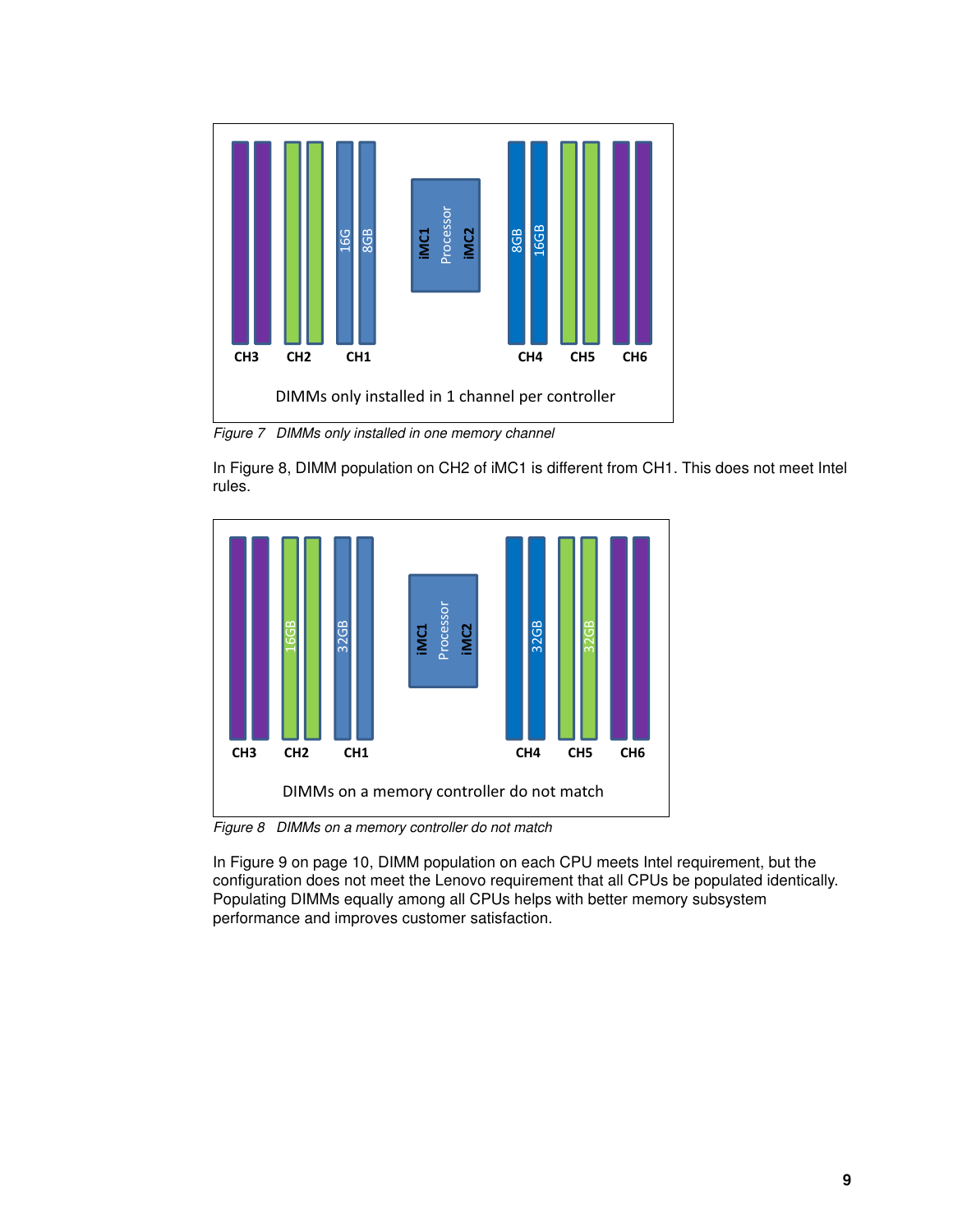*Figure 7   DIMMs only installed in one memory channel*

In Figure 8, DIMM population on CH2 of iMC1 is different from CH1. This does not meet Intel rules.

*Figure 8   DIMMs on a memory controller do not match*

In Figure 9 on page 10, DIMM population on each CPU meets Intel requirement, but the configuration does not meet the Lenovo requirement that all CPUs be populated identically. Populating DIMMs equally among all CPUs helps with better memory subsystem performance and improves customer satisfaction.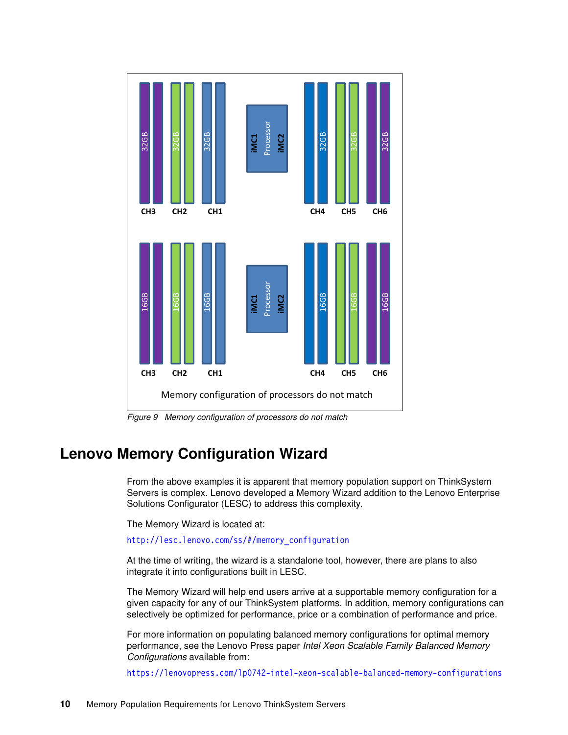Figure 9 Memory configuration of processors do not match

## Lenovo Memory Configuration Wizard

From the above examples it is apparent that memory population support on ThinkSystem Servers is complex. Lenovo developed a Memory Wizard addition to the Lenovo Enterprise Solutions Configurator (LESC) to address this complexity.

The Memory Wizard is located at:

http://lesc.lenovo.com/ss/#/memory_configuration

At the time of writing, the wizard is a standalone tool, however, there are plans to also integrate it into configurations built in LESC.

The Memory Wizard will help end users arrive at a supportable memory configuration for a given capacity for any of our ThinkSystem platforms. In addition, memory configurations can selectively be optimized for performance, price or a combination of performance and price.

For more information on populating balanced memory configurations for optimal memory performance, see the Lenovo Press paper *Intel Xeon Scalable Family Balanced Memory Configurations* available from:

https://lenovopress.com/lp0742-intel-xeon-scalable-balanced-memory-configurations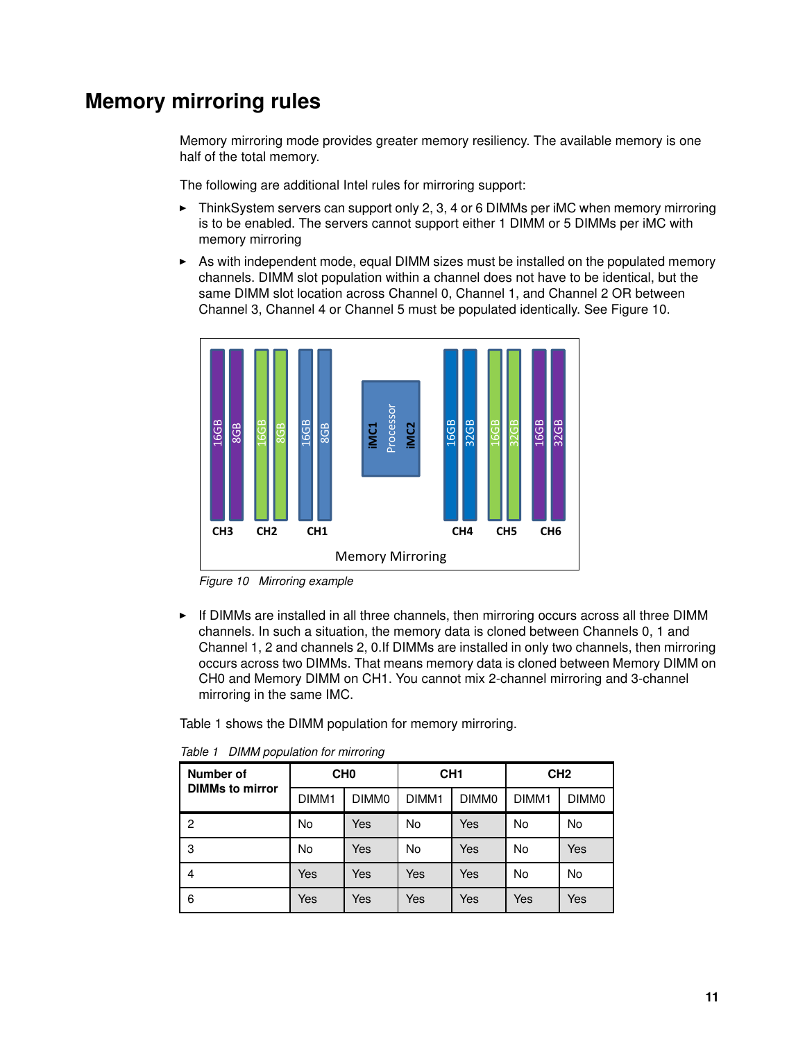## Memory mirroring rules

Memory mirroring mode provides greater memory resiliency. The available memory is one half of the total memory.

The following are additional Intel rules for mirroring support:

- ThinkSystem servers can support only 2, 3, 4 or 6 DIMMs per iMC when memory mirroring is to be enabled. The servers cannot support either 1 DIMM or 5 DIMMs per iMC with memory mirroring
- As with independent mode, equal DIMM sizes must be installed on the populated memory channels. DIMM slot population within a channel does not have to be identical, but the same DIMM slot location across Channel 0, Channel 1, and Channel 2 OR between Channel 3, Channel 4 or Channel 5 must be populated identically. See Figure 10.

*Figure 10 Mirroring example*

- If DIMMs are installed in all three channels, then mirroring occurs across all three DIMM channels. In such a situation, the memory data is cloned between Channels 0, 1 and Channel 1, 2 and channels 2, 0.If DIMMs are installed in only two channels, then mirroring occurs across two DIMMs. That means memory data is cloned between Memory DIMM on CH0 and Memory DIMM on CH1. You cannot mix 2-channel mirroring and 3-channel mirroring in the same IMC.

Table 1 shows the DIMM population for memory mirroring.

*Table 1 DIMM population for mirroring*

| Number of DIMMs to mirror | CH0 | | CH1 | | CH2 | |
|---|---|---|---|---|---|---|
| | DIMM1 | DIMM0 | DIMM1 | DIMM0 | DIMM1 | DIMM0 |
| 2 | No | Yes | No | Yes | No | No |
| 3 | No | Yes | No | Yes | No | Yes |
| 4 | Yes | Yes | Yes | Yes | No | No |
| 6 | Yes | Yes | Yes | Yes | Yes | Yes |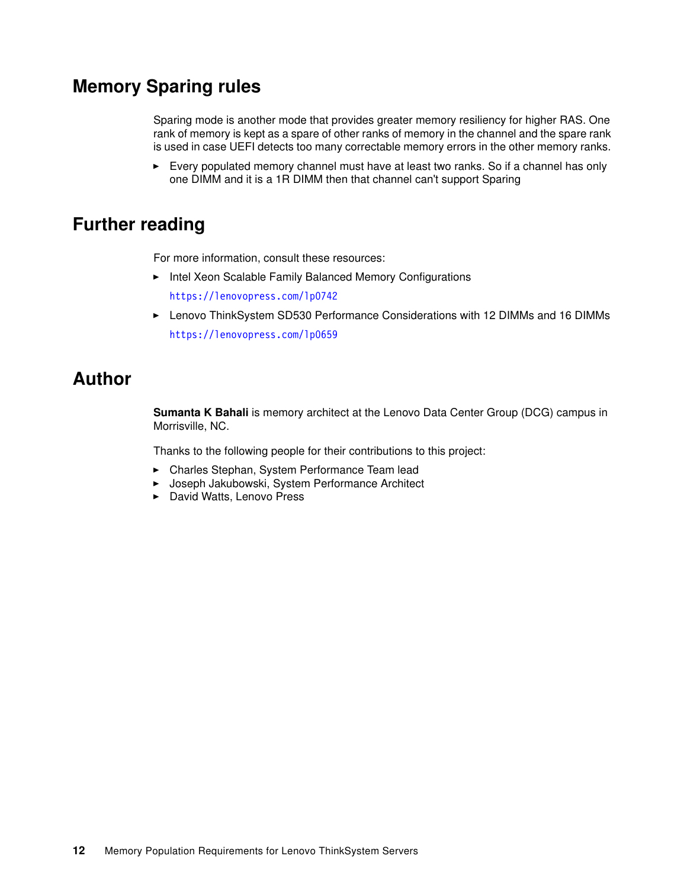## Memory Sparing rules

Sparing mode is another mode that provides greater memory resiliency for higher RAS. One rank of memory is kept as a spare of other ranks of memory in the channel and the spare rank is used in case UEFI detects too many correctable memory errors in the other memory ranks.

- Every populated memory channel must have at least two ranks. So if a channel has only one DIMM and it is a 1R DIMM then that channel can't support Sparing

## Further reading

For more information, consult these resources:

- Intel Xeon Scalable Family Balanced Memory Configurations

  https://lenovopress.com/lp0742

- Lenovo ThinkSystem SD530 Performance Considerations with 12 DIMMs and 16 DIMMs

  https://lenovopress.com/lp0659

## Author

**Sumanta K Bahali** is memory architect at the Lenovo Data Center Group (DCG) campus in Morrisville, NC.

Thanks to the following people for their contributions to this project:

- Charles Stephan, System Performance Team lead
- Joseph Jakubowski, System Performance Architect
- David Watts, Lenovo Press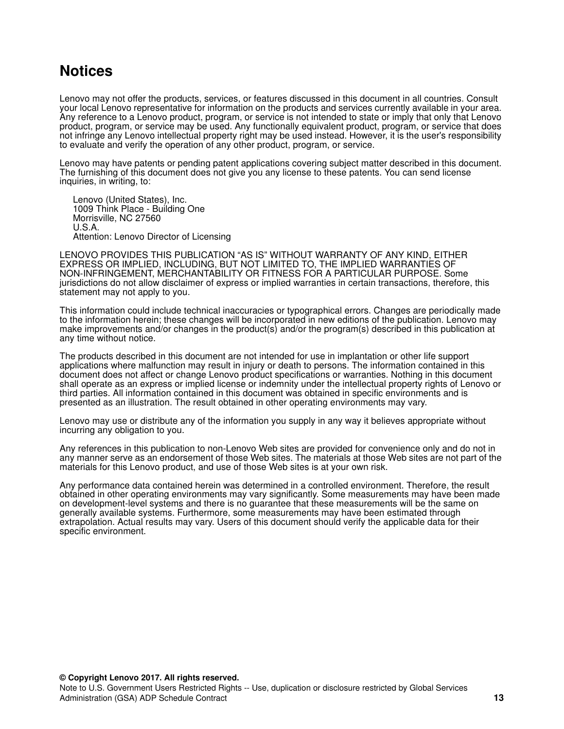# Notices

Lenovo may not offer the products, services, or features discussed in this document in all countries. Consult your local Lenovo representative for information on the products and services currently available in your area. Any reference to a Lenovo product, program, or service is not intended to state or imply that only that Lenovo product, program, or service may be used. Any functionally equivalent product, program, or service that does not infringe any Lenovo intellectual property right may be used instead. However, it is the user's responsibility to evaluate and verify the operation of any other product, program, or service.

Lenovo may have patents or pending patent applications covering subject matter described in this document. The furnishing of this document does not give you any license to these patents. You can send license inquiries, in writing, to:

Lenovo (United States), Inc.
1009 Think Place - Building One
Morrisville, NC 27560
U.S.A.
Attention: Lenovo Director of Licensing

LENOVO PROVIDES THIS PUBLICATION “AS IS” WITHOUT WARRANTY OF ANY KIND, EITHER EXPRESS OR IMPLIED, INCLUDING, BUT NOT LIMITED TO, THE IMPLIED WARRANTIES OF NON-INFRINGEMENT, MERCHANTABILITY OR FITNESS FOR A PARTICULAR PURPOSE. Some jurisdictions do not allow disclaimer of express or implied warranties in certain transactions, therefore, this statement may not apply to you.

This information could include technical inaccuracies or typographical errors. Changes are periodically made to the information herein; these changes will be incorporated in new editions of the publication. Lenovo may make improvements and/or changes in the product(s) and/or the program(s) described in this publication at any time without notice.

The products described in this document are not intended for use in implantation or other life support applications where malfunction may result in injury or death to persons. The information contained in this document does not affect or change Lenovo product specifications or warranties. Nothing in this document shall operate as an express or implied license or indemnity under the intellectual property rights of Lenovo or third parties. All information contained in this document was obtained in specific environments and is presented as an illustration. The result obtained in other operating environments may vary.

Lenovo may use or distribute any of the information you supply in any way it believes appropriate without incurring any obligation to you.

Any references in this publication to non-Lenovo Web sites are provided for convenience only and do not in any manner serve as an endorsement of those Web sites. The materials at those Web sites are not part of the materials for this Lenovo product, and use of those Web sites is at your own risk.

Any performance data contained herein was determined in a controlled environment. Therefore, the result obtained in other operating environments may vary significantly. Some measurements may have been made on development-level systems and there is no guarantee that these measurements will be the same on generally available systems. Furthermore, some measurements may have been estimated through extrapolation. Actual results may vary. Users of this document should verify the applicable data for their specific environment.

**© Copyright Lenovo 2017. All rights reserved.**
Note to U.S. Government Users Restricted Rights -- Use, duplication or disclosure restricted by Global Services Administration (GSA) ADP Schedule Contract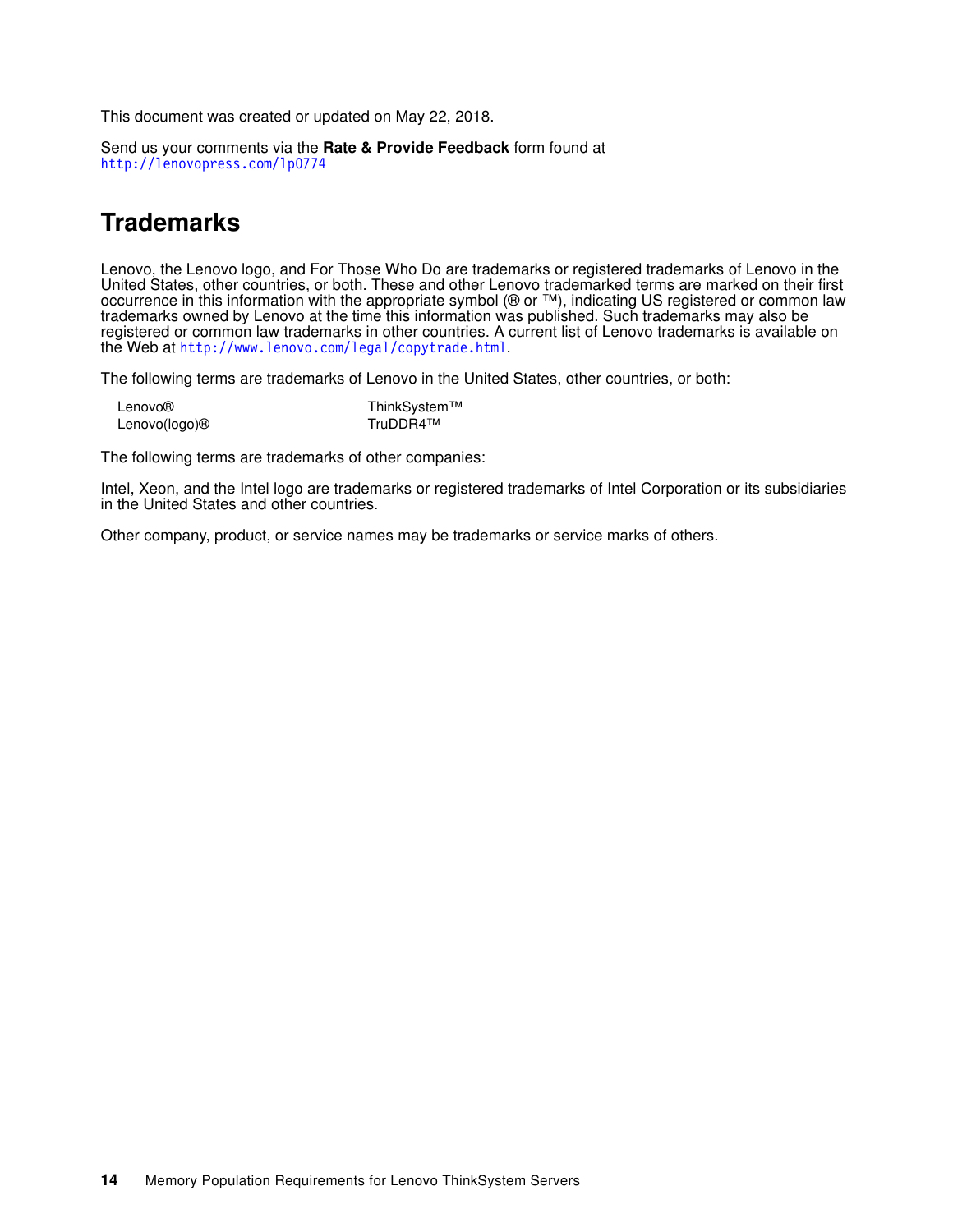This document was created or updated on May 22, 2018.

Send us your comments via the **Rate & Provide Feedback** form found at
http://lenovopress.com/lp0774

# Trademarks

Lenovo, the Lenovo logo, and For Those Who Do are trademarks or registered trademarks of Lenovo in the United States, other countries, or both. These and other Lenovo trademarked terms are marked on their first occurrence in this information with the appropriate symbol (® or ™), indicating US registered or common law trademarks owned by Lenovo at the time this information was published. Such trademarks may also be registered or common law trademarks in other countries. A current list of Lenovo trademarks is available on the Web at http://www.lenovo.com/legal/copytrade.html.

The following terms are trademarks of Lenovo in the United States, other countries, or both:

| | |
|---|---|
| Lenovo® | ThinkSystem™ |
| Lenovo(logo)® | TruDDR4™ |

The following terms are trademarks of other companies:

Intel, Xeon, and the Intel logo are trademarks or registered trademarks of Intel Corporation or its subsidiaries in the United States and other countries.

Other company, product, or service names may be trademarks or service marks of others.